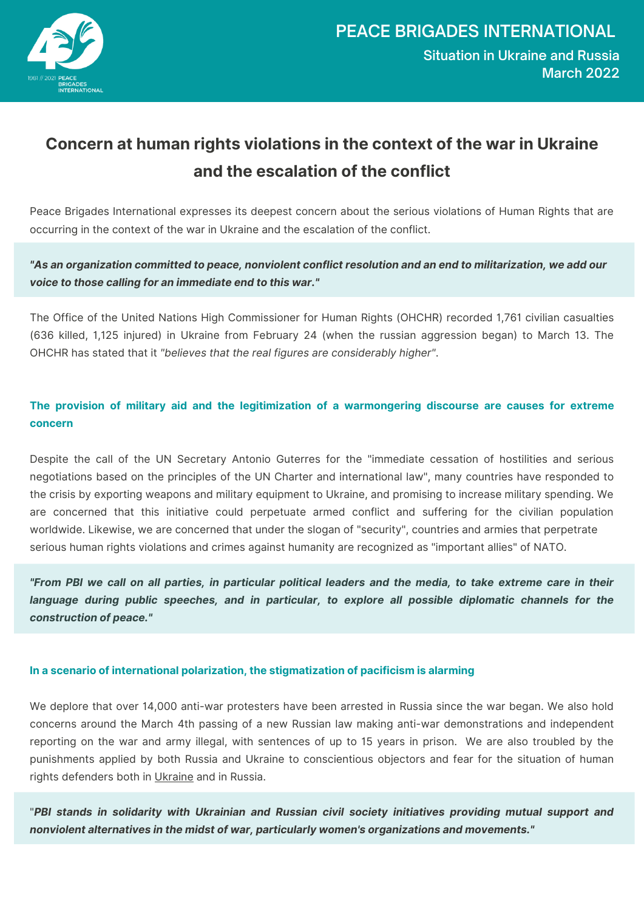PEACE BRIGADES INTERNATIONAL

Situation in Ukraine and Russia
March 2022

# Concern at human rights violations in the context of the war in Ukraine and the escalation of the conflict

Peace Brigades International expresses its deepest concern about the serious violations of Human Rights that are occurring in the context of the war in Ukraine and the escalation of the conflict.

> ***"As an organization committed to peace, nonviolent conflict resolution and an end to militarization, we add our voice to those calling for an immediate end to this war."***

The Office of the United Nations High Commissioner for Human Rights (OHCHR) recorded 1,761 civilian casualties (636 killed, 1,125 injured) in Ukraine from February 24 (when the russian aggression began) to March 13. The OHCHR has stated that it *"believes that the real figures are considerably higher"*.

## The provision of military aid and the legitimization of a warmongering discourse are causes for extreme concern

Despite the call of the UN Secretary Antonio Guterres for the "immediate cessation of hostilities and serious negotiations based on the principles of the UN Charter and international law", many countries have responded to the crisis by exporting weapons and military equipment to Ukraine, and promising to increase military spending. We are concerned that this initiative could perpetuate armed conflict and suffering for the civilian population worldwide. Likewise, we are concerned that under the slogan of "security", countries and armies that perpetrate serious human rights violations and crimes against humanity are recognized as "important allies" of NATO.

> ***"From PBI we call on all parties, in particular political leaders and the media, to take extreme care in their language during public speeches, and in particular, to explore all possible diplomatic channels for the construction of peace."***

## In a scenario of international polarization, the stigmatization of pacificism is alarming

We deplore that over 14,000 anti-war protesters have been arrested in Russia since the war began. We also hold concerns around the March 4th passing of a new Russian law making anti-war demonstrations and independent reporting on the war and army illegal, with sentences of up to 15 years in prison. We are also troubled by the punishments applied by both Russia and Ukraine to conscientious objectors and fear for the situation of human rights defenders both in Ukraine and in Russia.

> "***PBI stands in solidarity with Ukrainian and Russian civil society initiatives providing mutual support and nonviolent alternatives in the midst of war, particularly women's organizations and movements."***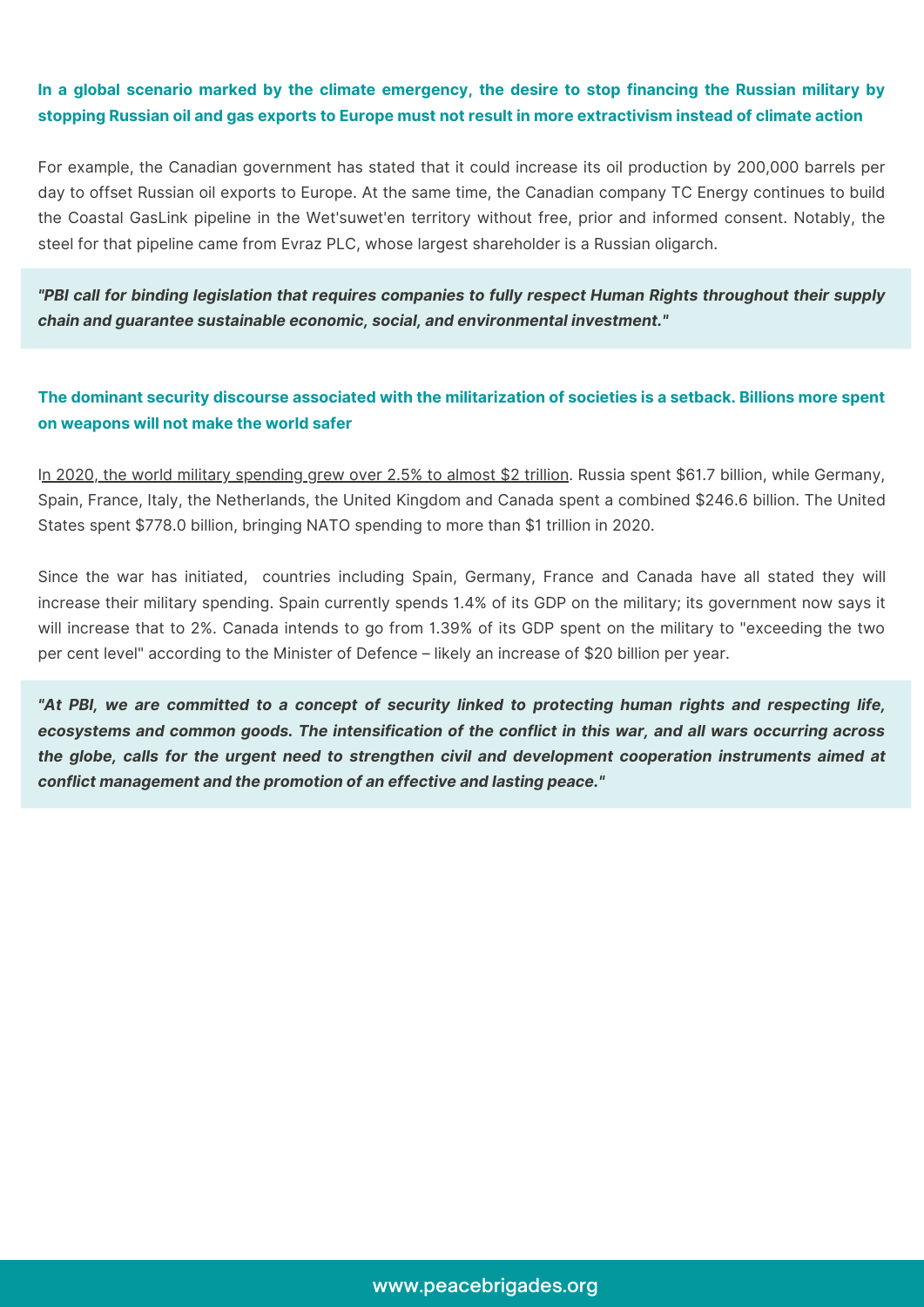## In a global scenario marked by the climate emergency, the desire to stop financing the Russian military by stopping Russian oil and gas exports to Europe must not result in more extractivism instead of climate action

For example, the Canadian government has stated that it could increase its oil production by 200,000 barrels per day to offset Russian oil exports to Europe. At the same time, the Canadian company TC Energy continues to build the Coastal GasLink pipeline in the Wet'suwet'en territory without free, prior and informed consent. Notably, the steel for that pipeline came from Evraz PLC, whose largest shareholder is a Russian oligarch.

> ***"PBI call for binding legislation that requires companies to fully respect Human Rights throughout their supply chain and guarantee sustainable economic, social, and environmental investment."***

## The dominant security discourse associated with the militarization of societies is a setback. Billions more spent on weapons will not make the world safer

In 2020, the world military spending grew over 2.5% to almost $2 trillion. Russia spent $61.7 billion, while Germany, Spain, France, Italy, the Netherlands, the United Kingdom and Canada spent a combined $246.6 billion. The United States spent $778.0 billion, bringing NATO spending to more than $1 trillion in 2020.

Since the war has initiated, countries including Spain, Germany, France and Canada have all stated they will increase their military spending. Spain currently spends 1.4% of its GDP on the military; its government now says it will increase that to 2%. Canada intends to go from 1.39% of its GDP spent on the military to "exceeding the two per cent level" according to the Minister of Defence – likely an increase of $20 billion per year.

> ***"At PBI, we are committed to a concept of security linked to protecting human rights and respecting life, ecosystems and common goods. The intensification of the conflict in this war, and all wars occurring across the globe, calls for the urgent need to strengthen civil and development cooperation instruments aimed at conflict management and the promotion of an effective and lasting peace."***

www.peacebrigades.org